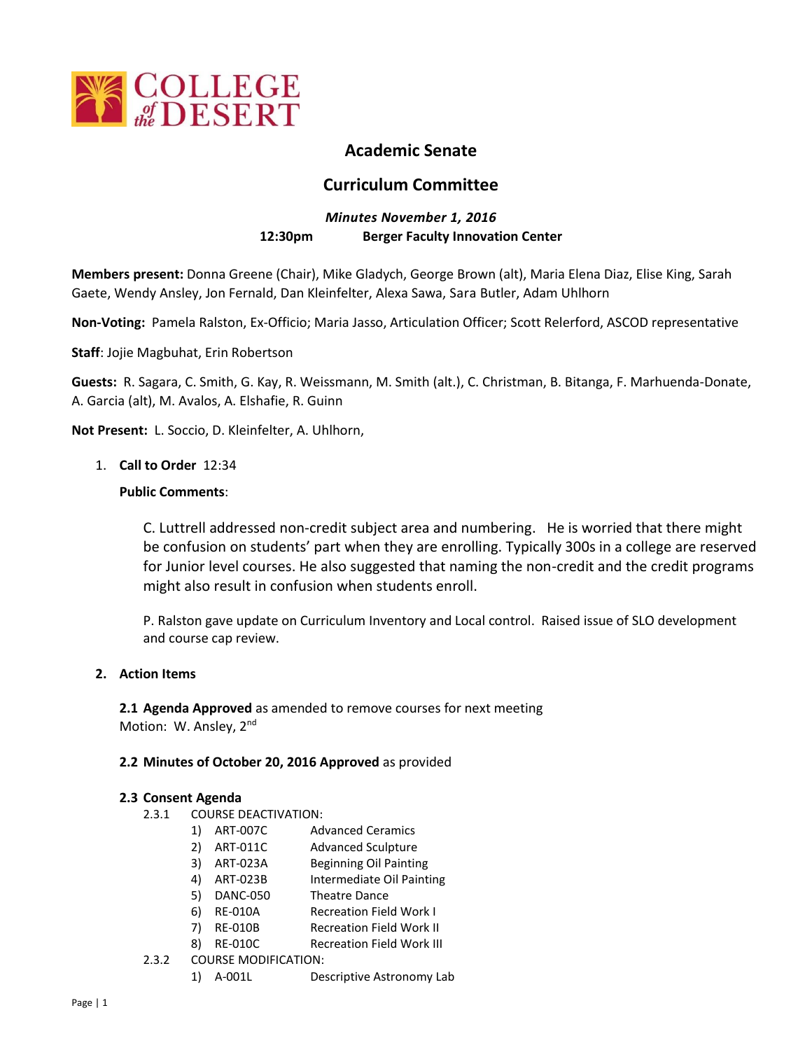COLLEGE of the DESERT

# Academic Senate

## Curriculum Committee

***Minutes November 1, 2016***

**12:30pm Berger Faculty Innovation Center**

**Members present:** Donna Greene (Chair), Mike Gladych, George Brown (alt), Maria Elena Diaz, Elise King, Sarah Gaete, Wendy Ansley, Jon Fernald, Dan Kleinfelter, Alexa Sawa, Sara Butler, Adam Uhlhorn

**Non-Voting:** Pamela Ralston, Ex-Officio; Maria Jasso, Articulation Officer; Scott Relerford, ASCOD representative

**Staff**: Jojie Magbuhat, Erin Robertson

**Guests:** R. Sagara, C. Smith, G. Kay, R. Weissmann, M. Smith (alt.), C. Christman, B. Bitanga, F. Marhuenda-Donate, A. Garcia (alt), M. Avalos, A. Elshafie, R. Guinn

**Not Present:** L. Soccio, D. Kleinfelter, A. Uhlhorn,

1. **Call to Order** 12:34

   **Public Comments**:

   C. Luttrell addressed non-credit subject area and numbering. He is worried that there might be confusion on students' part when they are enrolling. Typically 300s in a college are reserved for Junior level courses. He also suggested that naming the non-credit and the credit programs might also result in confusion when students enroll.

   P. Ralston gave update on Curriculum Inventory and Local control. Raised issue of SLO development and course cap review.

2. **Action Items**

   **2.1 Agenda Approved** as amended to remove courses for next meeting
   Motion: W. Ansley, 2nd

   **2.2 Minutes of October 20, 2016 Approved** as provided

   **2.3 Consent Agenda**

   2.3.1 COURSE DEACTIVATION:

   1) ART-007C Advanced Ceramics
   2) ART-011C Advanced Sculpture
   3) ART-023A Beginning Oil Painting
   4) ART-023B Intermediate Oil Painting
   5) DANC-050 Theatre Dance
   6) RE-010A Recreation Field Work I
   7) RE-010B Recreation Field Work II
   8) RE-010C Recreation Field Work III

   2.3.2 COURSE MODIFICATION:

   1) A-001L Descriptive Astronomy Lab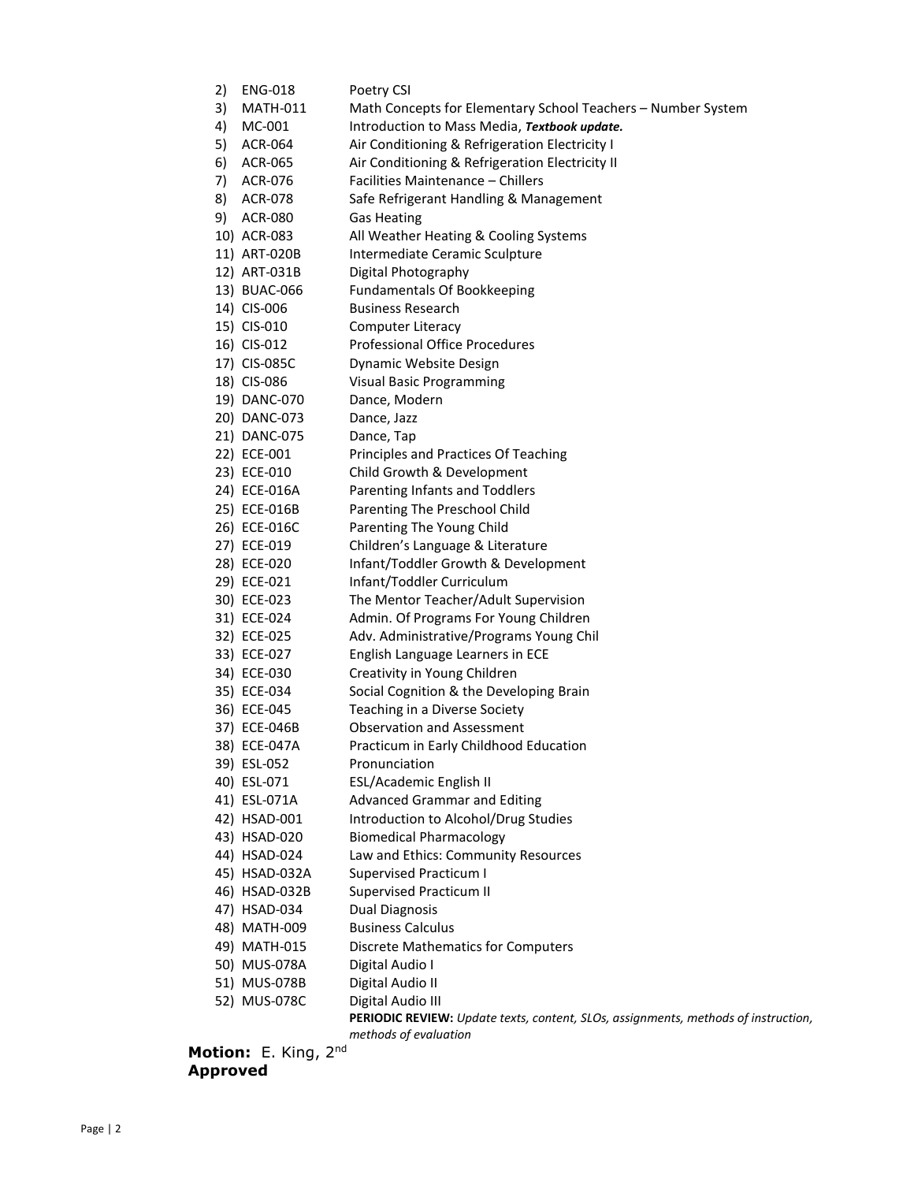2) ENG-018 Poetry CSI
3) MATH-011 Math Concepts for Elementary School Teachers – Number System
4) MC-001 Introduction to Mass Media, ***Textbook update.***
5) ACR-064 Air Conditioning & Refrigeration Electricity I
6) ACR-065 Air Conditioning & Refrigeration Electricity II
7) ACR-076 Facilities Maintenance – Chillers
8) ACR-078 Safe Refrigerant Handling & Management
9) ACR-080 Gas Heating
10) ACR-083 All Weather Heating & Cooling Systems
11) ART-020B Intermediate Ceramic Sculpture
12) ART-031B Digital Photography
13) BUAC-066 Fundamentals Of Bookkeeping
14) CIS-006 Business Research
15) CIS-010 Computer Literacy
16) CIS-012 Professional Office Procedures
17) CIS-085C Dynamic Website Design
18) CIS-086 Visual Basic Programming
19) DANC-070 Dance, Modern
20) DANC-073 Dance, Jazz
21) DANC-075 Dance, Tap
22) ECE-001 Principles and Practices Of Teaching
23) ECE-010 Child Growth & Development
24) ECE-016A Parenting Infants and Toddlers
25) ECE-016B Parenting The Preschool Child
26) ECE-016C Parenting The Young Child
27) ECE-019 Children's Language & Literature
28) ECE-020 Infant/Toddler Growth & Development
29) ECE-021 Infant/Toddler Curriculum
30) ECE-023 The Mentor Teacher/Adult Supervision
31) ECE-024 Admin. Of Programs For Young Children
32) ECE-025 Adv. Administrative/Programs Young Chil
33) ECE-027 English Language Learners in ECE
34) ECE-030 Creativity in Young Children
35) ECE-034 Social Cognition & the Developing Brain
36) ECE-045 Teaching in a Diverse Society
37) ECE-046B Observation and Assessment
38) ECE-047A Practicum in Early Childhood Education
39) ESL-052 Pronunciation
40) ESL-071 ESL/Academic English II
41) ESL-071A Advanced Grammar and Editing
42) HSAD-001 Introduction to Alcohol/Drug Studies
43) HSAD-020 Biomedical Pharmacology
44) HSAD-024 Law and Ethics: Community Resources
45) HSAD-032A Supervised Practicum I
46) HSAD-032B Supervised Practicum II
47) HSAD-034 Dual Diagnosis
48) MATH-009 Business Calculus
49) MATH-015 Discrete Mathematics for Computers
50) MUS-078A Digital Audio I
51) MUS-078B Digital Audio II
52) MUS-078C Digital Audio III

**PERIODIC REVIEW:** *Update texts, content, SLOs, assignments, methods of instruction, methods of evaluation*

**Motion:** E. King, 2nd
**Approved**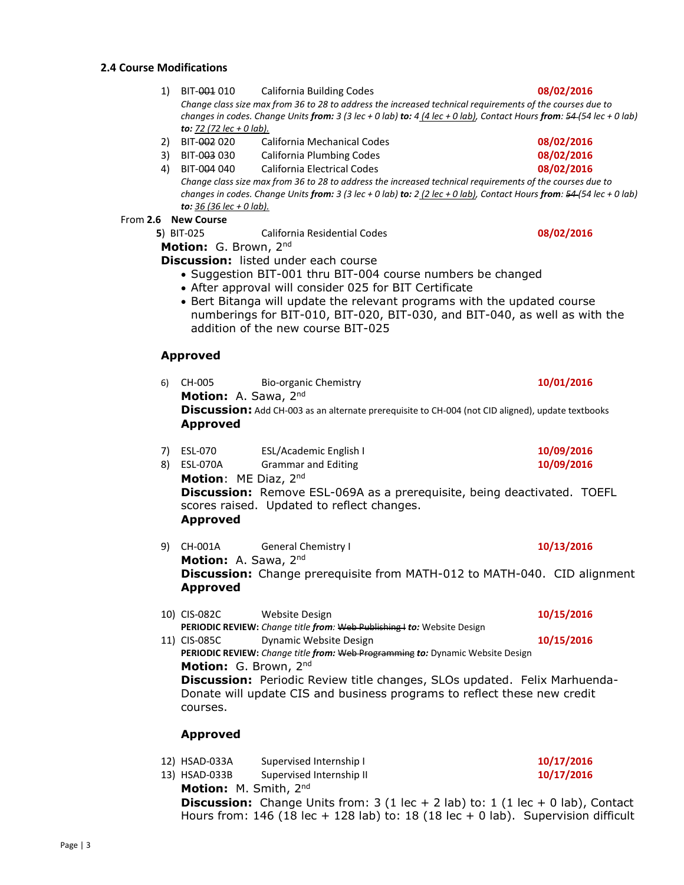### 2.4 Course Modifications

1) BIT-~~001~~ 010 California Building Codes **08/02/2016**
   *Change class size max from 36 to 28 to address the increased technical requirements of the courses due to changes in codes. Change Units **from:** 3 (3 lec + 0 lab) **to:** 4 <u>(4 lec + 0 lab)</u>, Contact Hours **from**: ~~54~~ (54 lec + 0 lab) **to:** <u>72 (72 lec + 0 lab).</u>*
2) BIT-~~002~~ 020 California Mechanical Codes **08/02/2016**
3) BIT-~~003~~ 030 California Plumbing Codes **08/02/2016**
4) BIT-~~004~~ 040 California Electrical Codes **08/02/2016**
   *Change class size max from 36 to 28 to address the increased technical requirements of the courses due to changes in codes. Change Units **from:** 3 (3 lec + 0 lab) **to:** 2 <u>(2 lec + 0 lab)</u>, Contact Hours **from**: ~~54~~ (54 lec + 0 lab) **to:** <u>36 (36 lec + 0 lab).</u>*

From **2.6 New Course**

**5**) BIT-025 California Residential Codes **08/02/2016**

**Motion:** G. Brown, 2nd

**Discussion:** listed under each course

- Suggestion BIT-001 thru BIT-004 course numbers be changed
- After approval will consider 025 for BIT Certificate
- Bert Bitanga will update the relevant programs with the updated course numberings for BIT-010, BIT-020, BIT-030, and BIT-040, as well as with the addition of the new course BIT-025

**Approved**

6) CH-005 Bio-organic Chemistry **10/01/2016**
   **Motion:** A. Sawa, 2nd
   **Discussion:** Add CH-003 as an alternate prerequisite to CH-004 (not CID aligned), update textbooks
   **Approved**

7) ESL-070 ESL/Academic English I **10/09/2016**
8) ESL-070A Grammar and Editing **10/09/2016**
   **Motion**: ME Diaz, 2nd
   **Discussion:** Remove ESL-069A as a prerequisite, being deactivated. TOEFL scores raised. Updated to reflect changes.
   **Approved**

9) CH-001A General Chemistry I **10/13/2016**
   **Motion:** A. Sawa, 2nd
   **Discussion:** Change prerequisite from MATH-012 to MATH-040. CID alignment
   **Approved**

10) CIS-082C Website Design **10/15/2016**
    **PERIODIC REVIEW:** *Change title **from**:* ~~Web Publishing I~~ ***to:*** Website Design
11) CIS-085C Dynamic Website Design **10/15/2016**
    **PERIODIC REVIEW:** *Change title **from:*** ~~Web Programming~~ ***to:*** Dynamic Website Design
    **Motion:** G. Brown, 2nd
    **Discussion:** Periodic Review title changes, SLOs updated. Felix Marhuenda-Donate will update CIS and business programs to reflect these new credit courses.

    **Approved**

12) HSAD-033A Supervised Internship I **10/17/2016**
13) HSAD-033B Supervised Internship II **10/17/2016**
    **Motion:** M. Smith, 2nd
    **Discussion:** Change Units from: 3 (1 lec + 2 lab) to: 1 (1 lec + 0 lab), Contact Hours from: 146 (18 lec + 128 lab) to: 18 (18 lec + 0 lab). Supervision difficult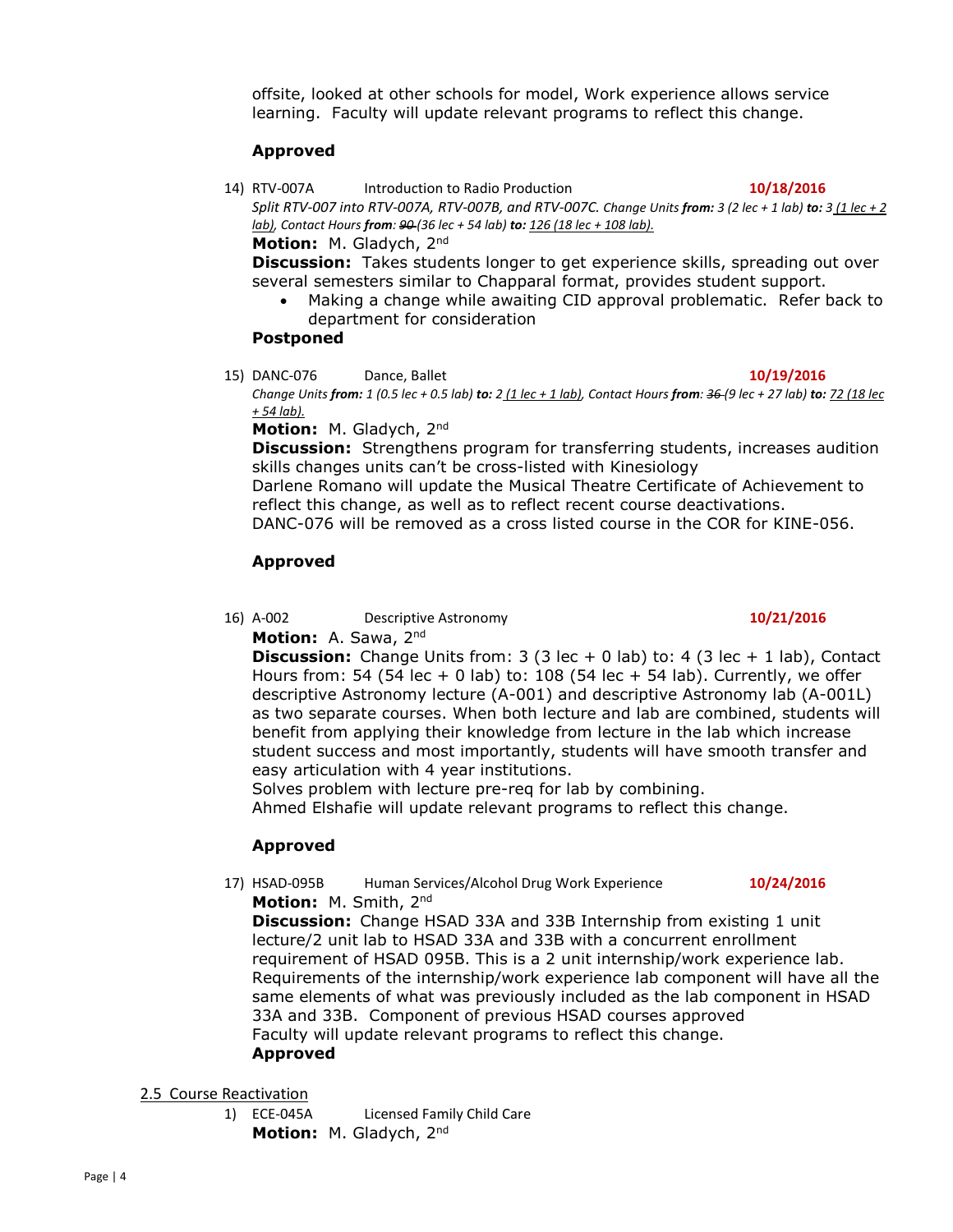offsite, looked at other schools for model, Work experience allows service learning. Faculty will update relevant programs to reflect this change.

**Approved**

14) RTV-007A Introduction to Radio Production **10/18/2016**

*Split RTV-007 into RTV-007A, RTV-007B, and RTV-007C. Change Units* ***from:*** *3 (2 lec + 1 lab)* ***to:*** *3 (1 lec + 2 lab), Contact Hours* ***from:*** *~~90~~ (36 lec + 54 lab)* ***to:*** *126 (18 lec + 108 lab).*

**Motion:** M. Gladych, 2nd

**Discussion:** Takes students longer to get experience skills, spreading out over several semesters similar to Chapparal format, provides student support.

- Making a change while awaiting CID approval problematic. Refer back to department for consideration

**Postponed**

15) DANC-076 Dance, Ballet **10/19/2016**

*Change Units* ***from:*** *1 (0.5 lec + 0.5 lab)* ***to:*** *2 (1 lec + 1 lab), Contact Hours* ***from:*** *~~36~~ (9 lec + 27 lab)* ***to:*** *72 (18 lec + 54 lab).*

**Motion:** M. Gladych, 2nd

**Discussion:** Strengthens program for transferring students, increases audition skills changes units can't be cross-listed with Kinesiology

Darlene Romano will update the Musical Theatre Certificate of Achievement to reflect this change, as well as to reflect recent course deactivations.

DANC-076 will be removed as a cross listed course in the COR for KINE-056.

**Approved**

16) A-002 Descriptive Astronomy **10/21/2016**

**Motion:** A. Sawa, 2nd

**Discussion:** Change Units from: 3 (3 lec + 0 lab) to: 4 (3 lec + 1 lab), Contact Hours from: 54 (54 lec + 0 lab) to: 108 (54 lec + 54 lab). Currently, we offer descriptive Astronomy lecture (A-001) and descriptive Astronomy lab (A-001L) as two separate courses. When both lecture and lab are combined, students will benefit from applying their knowledge from lecture in the lab which increase student success and most importantly, students will have smooth transfer and easy articulation with 4 year institutions.

Solves problem with lecture pre-req for lab by combining.

Ahmed Elshafie will update relevant programs to reflect this change.

**Approved**

17) HSAD-095B Human Services/Alcohol Drug Work Experience **10/24/2016**

**Motion:** M. Smith, 2nd

**Discussion:** Change HSAD 33A and 33B Internship from existing 1 unit lecture/2 unit lab to HSAD 33A and 33B with a concurrent enrollment requirement of HSAD 095B. This is a 2 unit internship/work experience lab. Requirements of the internship/work experience lab component will have all the same elements of what was previously included as the lab component in HSAD 33A and 33B. Component of previous HSAD courses approved

Faculty will update relevant programs to reflect this change.

**Approved**

## 2.5 Course Reactivation

1) ECE-045A Licensed Family Child Care

**Motion:** M. Gladych, 2nd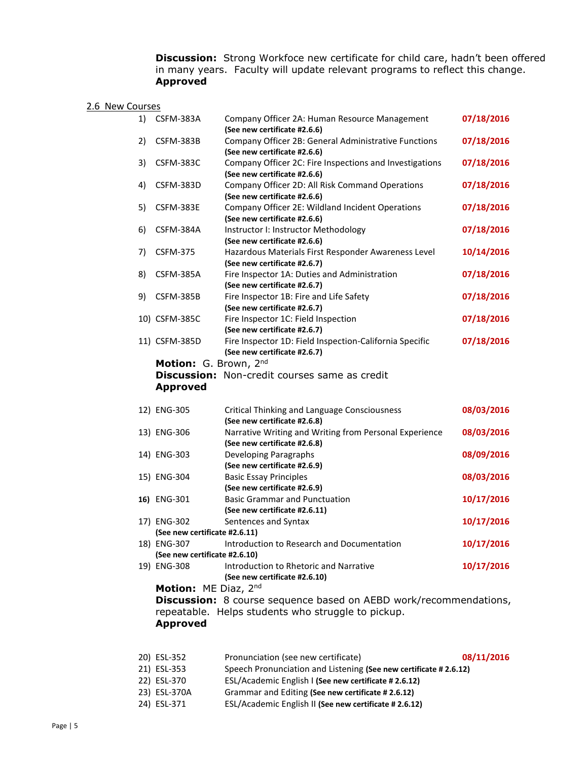**Discussion:** Strong Workfoce new certificate for child care, hadn't been offered in many years. Faculty will update relevant programs to reflect this change.
**Approved**

2.6 New Courses

| | | | |
|---|---|---|---|
| 1) | CSFM-383A | Company Officer 2A: Human Resource Management **(See new certificate #2.6.6)** | **07/18/2016** |
| 2) | CSFM-383B | Company Officer 2B: General Administrative Functions **(See new certificate #2.6.6)** | **07/18/2016** |
| 3) | CSFM-383C | Company Officer 2C: Fire Inspections and Investigations **(See new certificate #2.6.6)** | **07/18/2016** |
| 4) | CSFM-383D | Company Officer 2D: All Risk Command Operations **(See new certificate #2.6.6)** | **07/18/2016** |
| 5) | CSFM-383E | Company Officer 2E: Wildland Incident Operations **(See new certificate #2.6.6)** | **07/18/2016** |
| 6) | CSFM-384A | Instructor I: Instructor Methodology **(See new certificate #2.6.6)** | **07/18/2016** |
| 7) | CSFM-375 | Hazardous Materials First Responder Awareness Level **(See new certificate #2.6.7)** | **10/14/2016** |
| 8) | CSFM-385A | Fire Inspector 1A: Duties and Administration **(See new certificate #2.6.7)** | **07/18/2016** |
| 9) | CSFM-385B | Fire Inspector 1B: Fire and Life Safety **(See new certificate #2.6.7)** | **07/18/2016** |
| 10) | CSFM-385C | Fire Inspector 1C: Field Inspection **(See new certificate #2.6.7)** | **07/18/2016** |
| 11) | CSFM-385D | Fire Inspector 1D: Field Inspection-California Specific **(See new certificate #2.6.7)** | **07/18/2016** |

**Motion:** G. Brown, 2nd
**Discussion:** Non-credit courses same as credit
**Approved**

| | | | |
|---|---|---|---|
| 12) | ENG-305 | Critical Thinking and Language Consciousness **(See new certificate #2.6.8)** | **08/03/2016** |
| 13) | ENG-306 | Narrative Writing and Writing from Personal Experience **(See new certificate #2.6.8)** | **08/03/2016** |
| 14) | ENG-303 | Developing Paragraphs **(See new certificate #2.6.9)** | **08/09/2016** |
| 15) | ENG-304 | Basic Essay Principles **(See new certificate #2.6.9)** | **08/03/2016** |
| 16) | ENG-301 | Basic Grammar and Punctuation **(See new certificate #2.6.11)** | **10/17/2016** |
| 17) | ENG-302 **(See new certificate #2.6.11)** | Sentences and Syntax | **10/17/2016** |
| 18) | ENG-307 **(See new certificate #2.6.10)** | Introduction to Research and Documentation | **10/17/2016** |
| 19) | ENG-308 | Introduction to Rhetoric and Narrative **(See new certificate #2.6.10)** | **10/17/2016** |

**Motion:** ME Diaz, 2nd
**Discussion:** 8 course sequence based on AEBD work/recommendations, repeatable. Helps students who struggle to pickup.
**Approved**

| | | | |
|---|---|---|---|
| 20) | ESL-352 | Pronunciation (see new certificate) | **08/11/2016** |
| 21) | ESL-353 | Speech Pronunciation and Listening **(See new certificate # 2.6.12)** | |
| 22) | ESL-370 | ESL/Academic English I **(See new certificate # 2.6.12)** | |
| 23) | ESL-370A | Grammar and Editing **(See new certificate # 2.6.12)** | |
| 24) | ESL-371 | ESL/Academic English II **(See new certificate # 2.6.12)** | |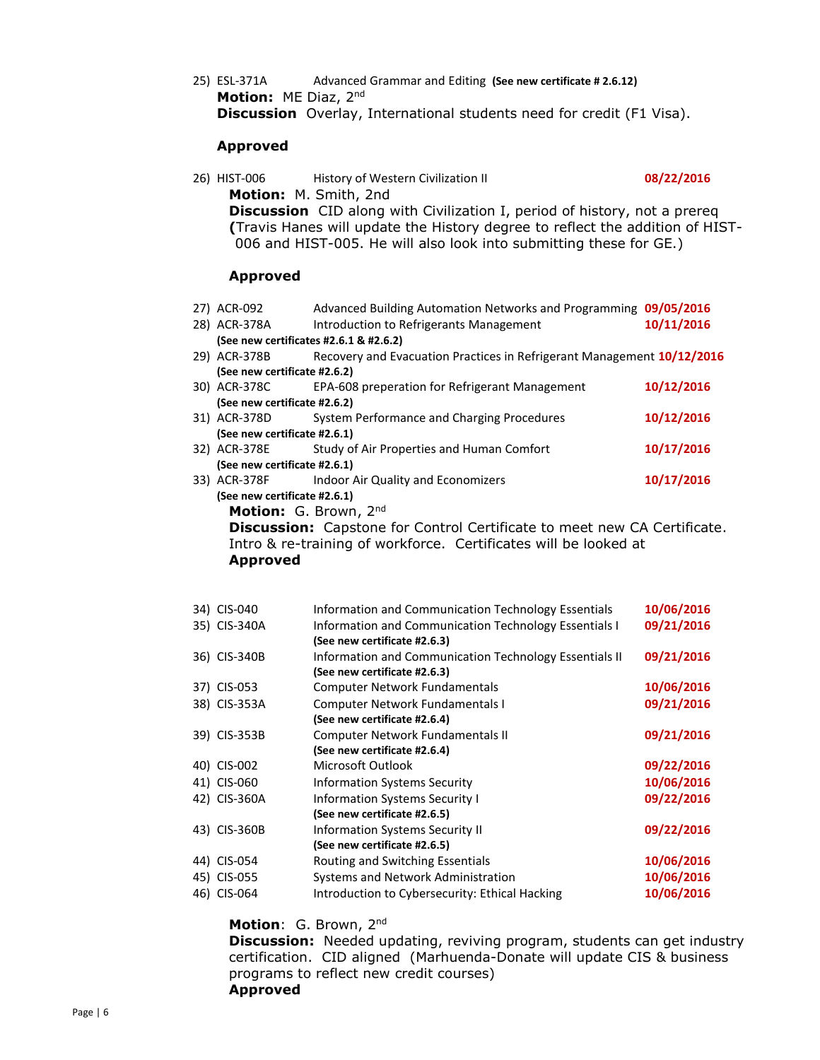25) ESL-371A Advanced Grammar and Editing **(See new certificate # 2.6.12)**

**Motion:** ME Diaz, 2nd

**Discussion** Overlay, International students need for credit (F1 Visa).

**Approved**

26) HIST-006 History of Western Civilization II **08/22/2016**

**Motion:** M. Smith, 2nd

**Discussion** CID along with Civilization I, period of history, not a prereq **(**Travis Hanes will update the History degree to reflect the addition of HIST-006 and HIST-005. He will also look into submitting these for GE.)

**Approved**

27) ACR-092 Advanced Building Automation Networks and Programming **09/05/2016**

28) ACR-378A Introduction to Refrigerants Management **10/11/2016**
**(See new certificates #2.6.1 & #2.6.2)**

29) ACR-378B Recovery and Evacuation Practices in Refrigerant Management **10/12/2016**
**(See new certificate #2.6.2)**

30) ACR-378C EPA-608 preperation for Refrigerant Management **10/12/2016**
**(See new certificate #2.6.2)**

31) ACR-378D System Performance and Charging Procedures **10/12/2016**
**(See new certificate #2.6.1)**

32) ACR-378E Study of Air Properties and Human Comfort **10/17/2016**
**(See new certificate #2.6.1)**

33) ACR-378F Indoor Air Quality and Economizers **10/17/2016**
**(See new certificate #2.6.1)**

**Motion:** G. Brown, 2nd

**Discussion:** Capstone for Control Certificate to meet new CA Certificate. Intro & re-training of workforce. Certificates will be looked at

**Approved**

34) CIS-040 Information and Communication Technology Essentials **10/06/2016**

35) CIS-340A Information and Communication Technology Essentials I **09/21/2016**
**(See new certificate #2.6.3)**

36) CIS-340B Information and Communication Technology Essentials II **09/21/2016**
**(See new certificate #2.6.3)**

37) CIS-053 Computer Network Fundamentals **10/06/2016**

38) CIS-353A Computer Network Fundamentals I **09/21/2016**
**(See new certificate #2.6.4)**

39) CIS-353B Computer Network Fundamentals II **09/21/2016**
**(See new certificate #2.6.4)**

40) CIS-002 Microsoft Outlook **09/22/2016**

41) CIS-060 Information Systems Security **10/06/2016**

42) CIS-360A Information Systems Security I **09/22/2016**
**(See new certificate #2.6.5)**

43) CIS-360B Information Systems Security II **09/22/2016**
**(See new certificate #2.6.5)**

44) CIS-054 Routing and Switching Essentials **10/06/2016**

45) CIS-055 Systems and Network Administration **10/06/2016**

46) CIS-064 Introduction to Cybersecurity: Ethical Hacking **10/06/2016**

**Motion**: G. Brown, 2nd

**Discussion:** Needed updating, reviving program, students can get industry certification. CID aligned (Marhuenda-Donate will update CIS & business programs to reflect new credit courses)

**Approved**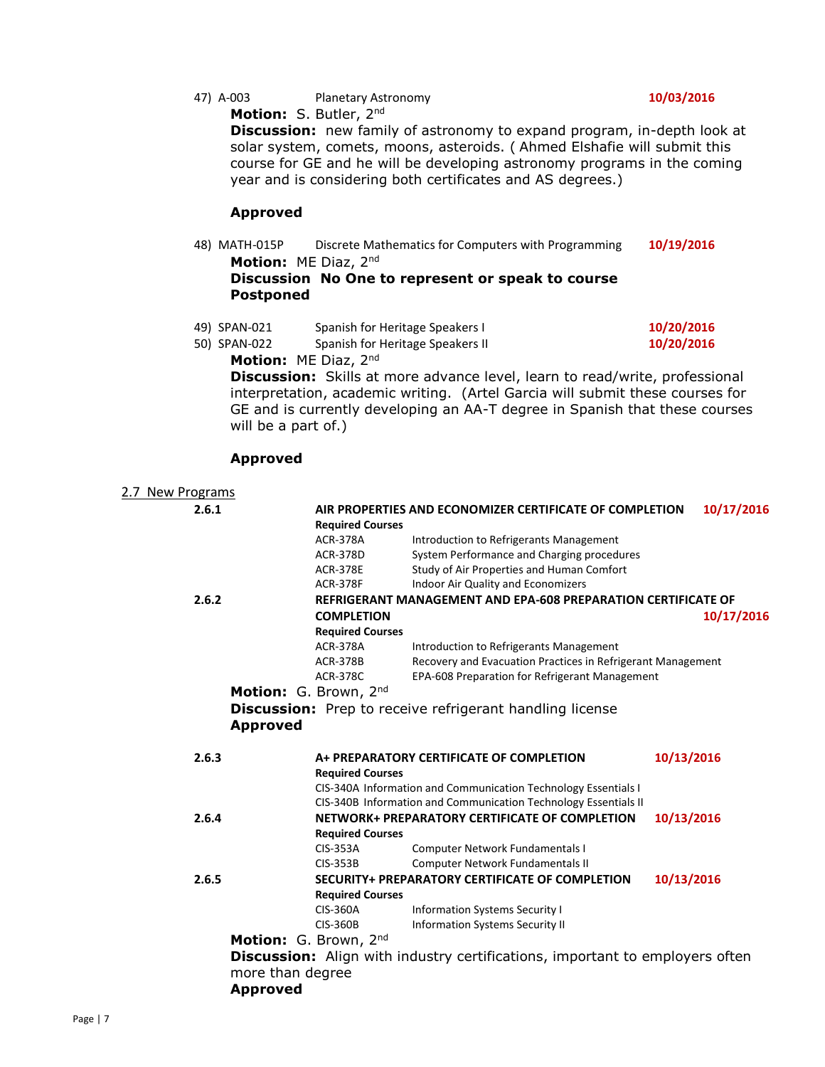47) A-003 Planetary Astronomy **10/03/2016**

**Motion:** S. Butler, 2nd

**Discussion:** new family of astronomy to expand program, in-depth look at solar system, comets, moons, asteroids. ( Ahmed Elshafie will submit this course for GE and he will be developing astronomy programs in the coming year and is considering both certificates and AS degrees.)

**Approved**

48) MATH-015P Discrete Mathematics for Computers with Programming **10/19/2016**

**Motion:** ME Diaz, 2nd

**Discussion No One to represent or speak to course**

**Postponed**

49) SPAN-021 Spanish for Heritage Speakers I **10/20/2016**

50) SPAN-022 Spanish for Heritage Speakers II **10/20/2016**

**Motion:** ME Diaz, 2nd

**Discussion:** Skills at more advance level, learn to read/write, professional interpretation, academic writing. (Artel Garcia will submit these courses for GE and is currently developing an AA-T degree in Spanish that these courses will be a part of.)

**Approved**

2.7 New Programs

**2.6.1 AIR PROPERTIES AND ECONOMIZER CERTIFICATE OF COMPLETION** **10/17/2016**

**Required Courses**

| | |
|---|---|
| ACR-378A | Introduction to Refrigerants Management |
| ACR-378D | System Performance and Charging procedures |
| ACR-378E | Study of Air Properties and Human Comfort |
| ACR-378F | Indoor Air Quality and Economizers |

**2.6.2 REFRIGERANT MANAGEMENT AND EPA-608 PREPARATION CERTIFICATE OF COMPLETION** **10/17/2016**

**Required Courses**

| | |
|---|---|
| ACR-378A | Introduction to Refrigerants Management |
| ACR-378B | Recovery and Evacuation Practices in Refrigerant Management |
| ACR-378C | EPA-608 Preparation for Refrigerant Management |

**Motion:** G. Brown, 2nd

**Discussion:** Prep to receive refrigerant handling license

**Approved**

**2.6.3 A+ PREPARATORY CERTIFICATE OF COMPLETION** **10/13/2016**

**Required Courses**

| | |
|---|---|
| CIS-340A | Information and Communication Technology Essentials I |
| CIS-340B | Information and Communication Technology Essentials II |

**2.6.4 NETWORK+ PREPARATORY CERTIFICATE OF COMPLETION** **10/13/2016**

**Required Courses**

| | |
|---|---|
| CIS-353A | Computer Network Fundamentals I |
| CIS-353B | Computer Network Fundamentals II |

**2.6.5 SECURITY+ PREPARATORY CERTIFICATE OF COMPLETION** **10/13/2016**

**Required Courses**

| | |
|---|---|
| CIS-360A | Information Systems Security I |
| CIS-360B | Information Systems Security II |

**Motion:** G. Brown, 2nd

**Discussion:** Align with industry certifications, important to employers often more than degree

**Approved**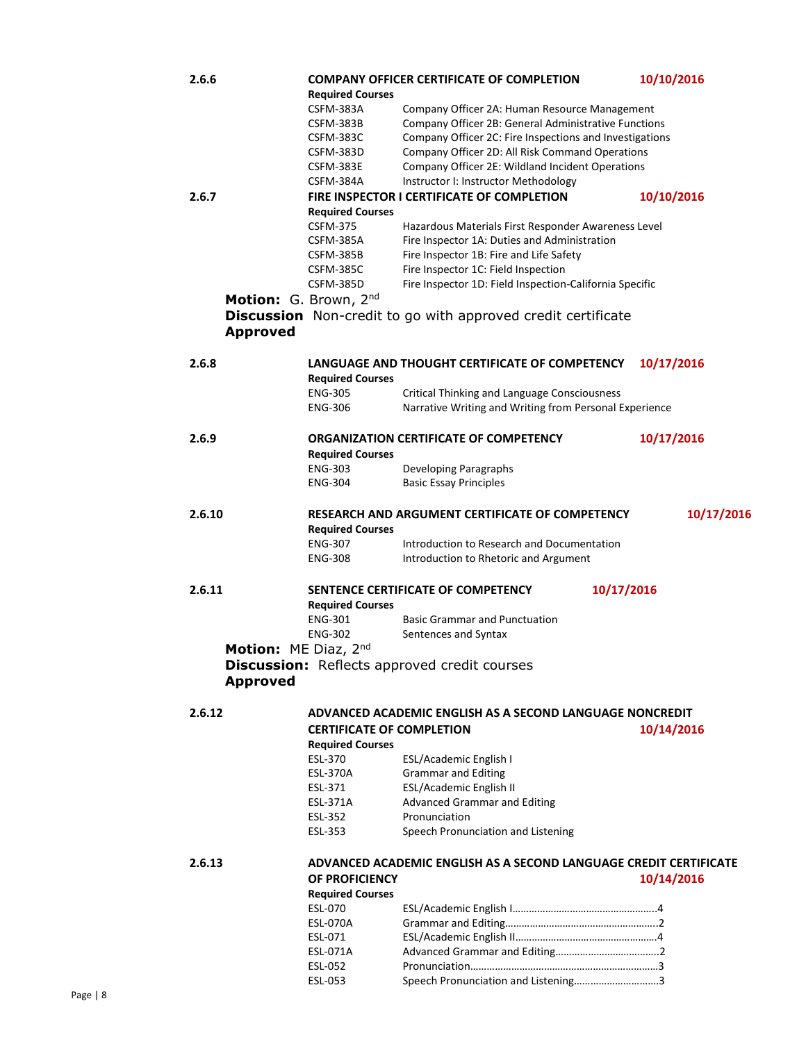**2.6.6** **COMPANY OFFICER CERTIFICATE OF COMPLETION** **10/10/2016**

**Required Courses**

| | |
|---|---|
| CSFM-383A | Company Officer 2A: Human Resource Management |
| CSFM-383B | Company Officer 2B: General Administrative Functions |
| CSFM-383C | Company Officer 2C: Fire Inspections and Investigations |
| CSFM-383D | Company Officer 2D: All Risk Command Operations |
| CSFM-383E | Company Officer 2E: Wildland Incident Operations |
| CSFM-384A | Instructor I: Instructor Methodology |

**2.6.7** **FIRE INSPECTOR I CERTIFICATE OF COMPLETION** **10/10/2016**

**Required Courses**

| | |
|---|---|
| CSFM-375 | Hazardous Materials First Responder Awareness Level |
| CSFM-385A | Fire Inspector 1A: Duties and Administration |
| CSFM-385B | Fire Inspector 1B: Fire and Life Safety |
| CSFM-385C | Fire Inspector 1C: Field Inspection |
| CSFM-385D | Fire Inspector 1D: Field Inspection-California Specific |

**Motion:** G. Brown, 2nd
**Discussion** Non-credit to go with approved credit certificate
**Approved**

**2.6.8** **LANGUAGE AND THOUGHT CERTIFICATE OF COMPETENCY** **10/17/2016**

**Required Courses**

| | |
|---|---|
| ENG-305 | Critical Thinking and Language Consciousness |
| ENG-306 | Narrative Writing and Writing from Personal Experience |

**2.6.9** **ORGANIZATION CERTIFICATE OF COMPETENCY** **10/17/2016**

**Required Courses**

| | |
|---|---|
| ENG-303 | Developing Paragraphs |
| ENG-304 | Basic Essay Principles |

**2.6.10** **RESEARCH AND ARGUMENT CERTIFICATE OF COMPETENCY** **10/17/2016**

**Required Courses**

| | |
|---|---|
| ENG-307 | Introduction to Research and Documentation |
| ENG-308 | Introduction to Rhetoric and Argument |

**2.6.11** **SENTENCE CERTIFICATE OF COMPETENCY** **10/17/2016**

**Required Courses**

| | |
|---|---|
| ENG-301 | Basic Grammar and Punctuation |
| ENG-302 | Sentences and Syntax |

**Motion:** ME Diaz, 2nd
**Discussion:** Reflects approved credit courses
**Approved**

**2.6.12** **ADVANCED ACADEMIC ENGLISH AS A SECOND LANGUAGE NONCREDIT CERTIFICATE OF COMPLETION** **10/14/2016**

**Required Courses**

| | |
|---|---|
| ESL-370 | ESL/Academic English I |
| ESL-370A | Grammar and Editing |
| ESL-371 | ESL/Academic English II |
| ESL-371A | Advanced Grammar and Editing |
| ESL-352 | Pronunciation |
| ESL-353 | Speech Pronunciation and Listening |

**2.6.13** **ADVANCED ACADEMIC ENGLISH AS A SECOND LANGUAGE CREDIT CERTIFICATE OF PROFICIENCY** **10/14/2016**

**Required Courses**

| | | |
|---|---|---|
| ESL-070 | ESL/Academic English I | 4 |
| ESL-070A | Grammar and Editing | 2 |
| ESL-071 | ESL/Academic English II | 4 |
| ESL-071A | Advanced Grammar and Editing | 2 |
| ESL-052 | Pronunciation | 3 |
| ESL-053 | Speech Pronunciation and Listening | 3 |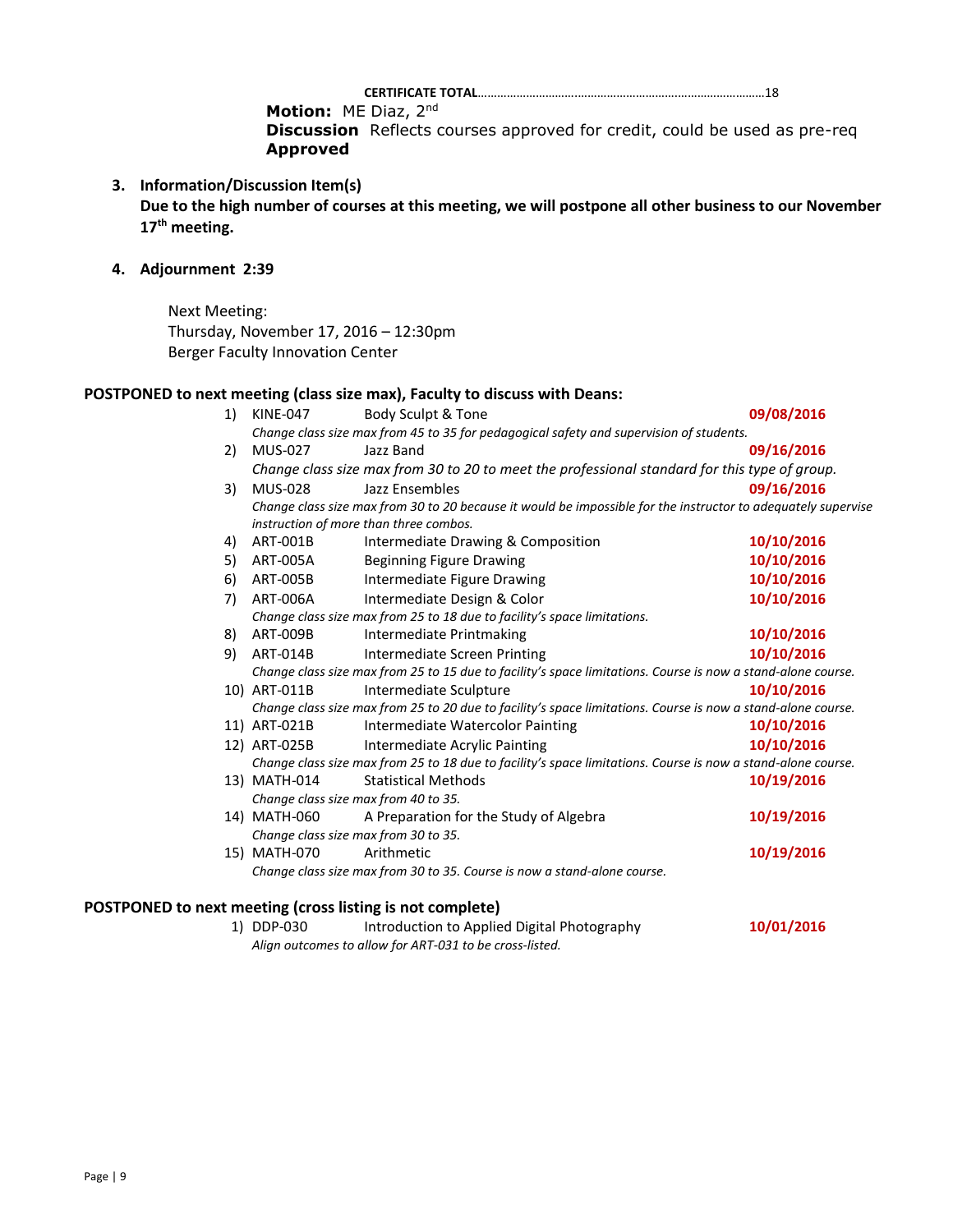**CERTIFICATE TOTAL**……………………………………………………………………………18

**Motion:** ME Diaz, 2nd
**Discussion** Reflects courses approved for credit, could be used as pre-req
**Approved**

3. **Information/Discussion Item(s)**
   **Due to the high number of courses at this meeting, we will postpone all other business to our November 17th meeting.**

4. **Adjournment 2:39**

Next Meeting:
Thursday, November 17, 2016 – 12:30pm
Berger Faculty Innovation Center

**POSTPONED to next meeting (class size max), Faculty to discuss with Deans:**

1) KINE-047 Body Sculpt & Tone **09/08/2016**
   *Change class size max from 45 to 35 for pedagogical safety and supervision of students.*
2) MUS-027 Jazz Band **09/16/2016**
   *Change class size max from 30 to 20 to meet the professional standard for this type of group.*
3) MUS-028 Jazz Ensembles **09/16/2016**
   *Change class size max from 30 to 20 because it would be impossible for the instructor to adequately supervise instruction of more than three combos.*
4) ART-001B Intermediate Drawing & Composition **10/10/2016**
5) ART-005A Beginning Figure Drawing **10/10/2016**
6) ART-005B Intermediate Figure Drawing **10/10/2016**
7) ART-006A Intermediate Design & Color **10/10/2016**
   *Change class size max from 25 to 18 due to facility's space limitations.*
8) ART-009B Intermediate Printmaking **10/10/2016**
9) ART-014B Intermediate Screen Printing **10/10/2016**
   *Change class size max from 25 to 15 due to facility's space limitations. Course is now a stand-alone course.*
10) ART-011B Intermediate Sculpture **10/10/2016**
    *Change class size max from 25 to 20 due to facility's space limitations. Course is now a stand-alone course.*
11) ART-021B Intermediate Watercolor Painting **10/10/2016**
12) ART-025B Intermediate Acrylic Painting **10/10/2016**
    *Change class size max from 25 to 18 due to facility's space limitations. Course is now a stand-alone course.*
13) MATH-014 Statistical Methods **10/19/2016**
    *Change class size max from 40 to 35.*
14) MATH-060 A Preparation for the Study of Algebra **10/19/2016**
    *Change class size max from 30 to 35.*
15) MATH-070 Arithmetic **10/19/2016**
    *Change class size max from 30 to 35. Course is now a stand-alone course.*

**POSTPONED to next meeting (cross listing is not complete)**

1) DDP-030 Introduction to Applied Digital Photography **10/01/2016**
   *Align outcomes to allow for ART-031 to be cross-listed.*